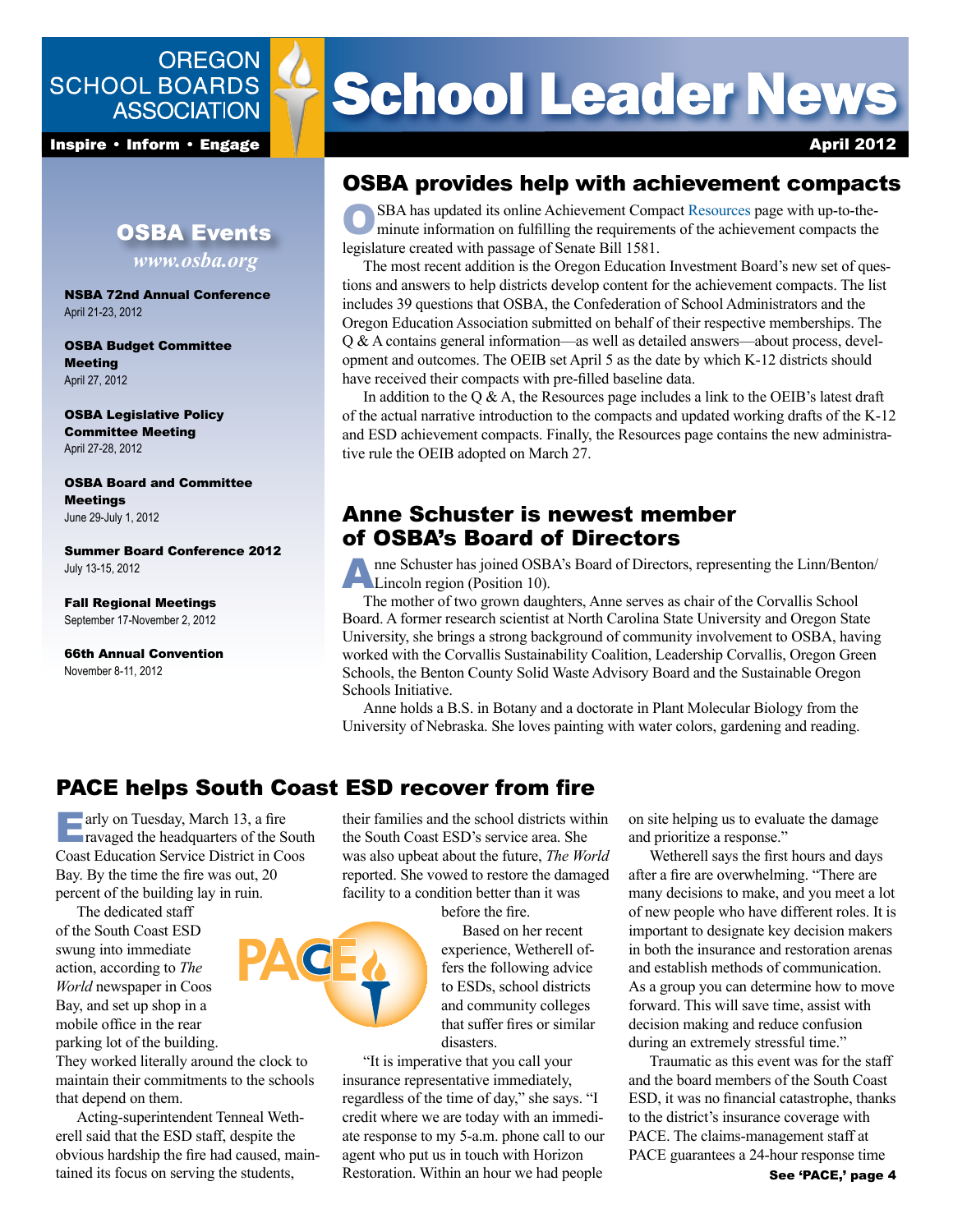# School Leader News

OREGON SCHOOL BOARDS ASSOCIATION

Inspire • Inform • Engage

April 2012

## OSBA Events

*www.osba.org*

**NSBA 72nd Annual Conference**
April 21-23, 2012

**OSBA Budget Committee Meeting**
April 27, 2012

**OSBA Legislative Policy Committee Meeting**
April 27-28, 2012

**OSBA Board and Committee Meetings**
June 29-July 1, 2012

**Summer Board Conference 2012**
July 13-15, 2012

**Fall Regional Meetings**
September 17-November 2, 2012

**66th Annual Convention**
November 8-11, 2012

## OSBA provides help with achievement compacts

OSBA has updated its online Achievement Compact Resources page with up-to-the-minute information on fulfilling the requirements of the achievement compacts the legislature created with passage of Senate Bill 1581.

The most recent addition is the Oregon Education Investment Board's new set of questions and answers to help districts develop content for the achievement compacts. The list includes 39 questions that OSBA, the Confederation of School Administrators and the Oregon Education Association submitted on behalf of their respective memberships. The Q & A contains general information—as well as detailed answers—about process, development and outcomes. The OEIB set April 5 as the date by which K-12 districts should have received their compacts with pre-filled baseline data.

In addition to the Q & A, the Resources page includes a link to the OEIB's latest draft of the actual narrative introduction to the compacts and updated working drafts of the K-12 and ESD achievement compacts. Finally, the Resources page contains the new administrative rule the OEIB adopted on March 27.

## Anne Schuster is newest member of OSBA's Board of Directors

Anne Schuster has joined OSBA's Board of Directors, representing the Linn/Benton/Lincoln region (Position 10).

The mother of two grown daughters, Anne serves as chair of the Corvallis School Board. A former research scientist at North Carolina State University and Oregon State University, she brings a strong background of community involvement to OSBA, having worked with the Corvallis Sustainability Coalition, Leadership Corvallis, Oregon Green Schools, the Benton County Solid Waste Advisory Board and the Sustainable Oregon Schools Initiative.

Anne holds a B.S. in Botany and a doctorate in Plant Molecular Biology from the University of Nebraska. She loves painting with water colors, gardening and reading.

## PACE helps South Coast ESD recover from fire

Early on Tuesday, March 13, a fire ravaged the headquarters of the South Coast Education Service District in Coos Bay. By the time the fire was out, 20 percent of the building lay in ruin.

The dedicated staff of the South Coast ESD swung into immediate action, according to *The World* newspaper in Coos Bay, and set up shop in a mobile office in the rear parking lot of the building. They worked literally around the clock to maintain their commitments to the schools that depend on them.

Acting-superintendent Tenneal Wetherell said that the ESD staff, despite the obvious hardship the fire had caused, maintained its focus on serving the students, their families and the school districts within the South Coast ESD's service area. She was also upbeat about the future, *The World* reported. She vowed to restore the damaged facility to a condition better than it was before the fire.

Based on her recent experience, Wetherell offers the following advice to ESDs, school districts and community colleges that suffer fires or similar disasters.

"It is imperative that you call your insurance representative immediately, regardless of the time of day," she says. "I credit where we are today with an immediate response to my 5-a.m. phone call to our agent who put us in touch with Horizon Restoration. Within an hour we had people on site helping us to evaluate the damage and prioritize a response."

Wetherell says the first hours and days after a fire are overwhelming. "There are many decisions to make, and you meet a lot of new people who have different roles. It is important to designate key decision makers in both the insurance and restoration arenas and establish methods of communication. As a group you can determine how to move forward. This will save time, assist with decision making and reduce confusion during an extremely stressful time."

Traumatic as this event was for the staff and the board members of the South Coast ESD, it was no financial catastrophe, thanks to the district's insurance coverage with PACE. The claims-management staff at PACE guarantees a 24-hour response time

**See 'PACE,' page 4**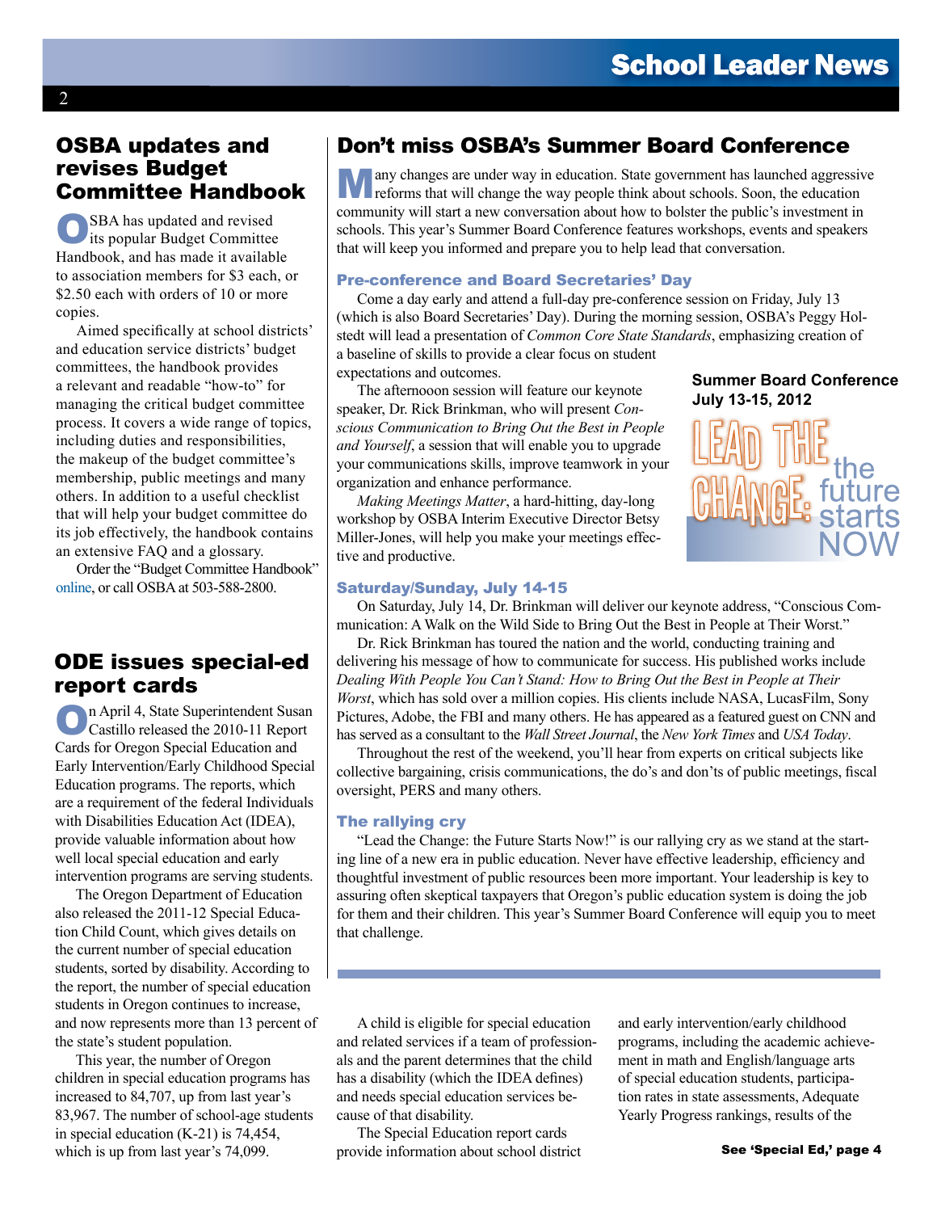## OSBA updates and revises Budget Committee Handbook

OSBA has updated and revised its popular Budget Committee Handbook, and has made it available to association members for $3 each, or $2.50 each with orders of 10 or more copies.

Aimed specifically at school districts' and education service districts' budget committees, the handbook provides a relevant and readable "how-to" for managing the critical budget committee process. It covers a wide range of topics, including duties and responsibilities, the makeup of the budget committee's membership, public meetings and many others. In addition to a useful checklist that will help your budget committee do its job effectively, the handbook contains an extensive FAQ and a glossary.

Order the "Budget Committee Handbook" online, or call OSBA at 503-588-2800.

## ODE issues special-ed report cards

On April 4, State Superintendent Susan Castillo released the 2010-11 Report Cards for Oregon Special Education and Early Intervention/Early Childhood Special Education programs. The reports, which are a requirement of the federal Individuals with Disabilities Education Act (IDEA), provide valuable information about how well local special education and early intervention programs are serving students.

The Oregon Department of Education also released the 2011-12 Special Education Child Count, which gives details on the current number of special education students, sorted by disability. According to the report, the number of special education students in Oregon continues to increase, and now represents more than 13 percent of the state's student population.

This year, the number of Oregon children in special education programs has increased to 84,707, up from last year's 83,967. The number of school-age students in special education (K-21) is 74,454, which is up from last year's 74,099.

A child is eligible for special education and related services if a team of professionals and the parent determines that the child has a disability (which the IDEA defines) and needs special education services because of that disability.

The Special Education report cards provide information about school district and early intervention/early childhood programs, including the academic achievement in math and English/language arts of special education students, participation rates in state assessments, Adequate Yearly Progress rankings, results of the

**See 'Special Ed,' page 4**

## Don't miss OSBA's Summer Board Conference

Many changes are under way in education. State government has launched aggressive reforms that will change the way people think about schools. Soon, the education community will start a new conversation about how to bolster the public's investment in schools. This year's Summer Board Conference features workshops, events and speakers that will keep you informed and prepare you to help lead that conversation.

### Pre-conference and Board Secretaries' Day

Come a day early and attend a full-day pre-conference session on Friday, July 13 (which is also Board Secretaries' Day). During the morning session, OSBA's Peggy Holstedt will lead a presentation of *Common Core State Standards*, emphasizing creation of a baseline of skills to provide a clear focus on student expectations and outcomes.

The afternooon session will feature our keynote speaker, Dr. Rick Brinkman, who will present *Conscious Communication to Bring Out the Best in People and Yourself*, a session that will enable you to upgrade your communications skills, improve teamwork in your organization and enhance performance.

*Making Meetings Matter*, a hard-hitting, day-long workshop by OSBA Interim Executive Director Betsy Miller-Jones, will help you make your meetings effective and productive.

**Summer Board Conference July 13-15, 2012**

LEAD THE CHANGE: the future starts NOW

### Saturday/Sunday, July 14-15

On Saturday, July 14, Dr. Brinkman will deliver our keynote address, "Conscious Communication: A Walk on the Wild Side to Bring Out the Best in People at Their Worst."

Dr. Rick Brinkman has toured the nation and the world, conducting training and delivering his message of how to communicate for success. His published works include *Dealing With People You Can't Stand: How to Bring Out the Best in People at Their Worst*, which has sold over a million copies. His clients include NASA, LucasFilm, Sony Pictures, Adobe, the FBI and many others. He has appeared as a featured guest on CNN and has served as a consultant to the *Wall Street Journal*, the *New York Times* and *USA Today*.

Throughout the rest of the weekend, you'll hear from experts on critical subjects like collective bargaining, crisis communications, the do's and don'ts of public meetings, fiscal oversight, PERS and many others.

### The rallying cry

"Lead the Change: the Future Starts Now!" is our rallying cry as we stand at the starting line of a new era in public education. Never have effective leadership, efficiency and thoughtful investment of public resources been more important. Your leadership is key to assuring often skeptical taxpayers that Oregon's public education system is doing the job for them and their children. This year's Summer Board Conference will equip you to meet that challenge.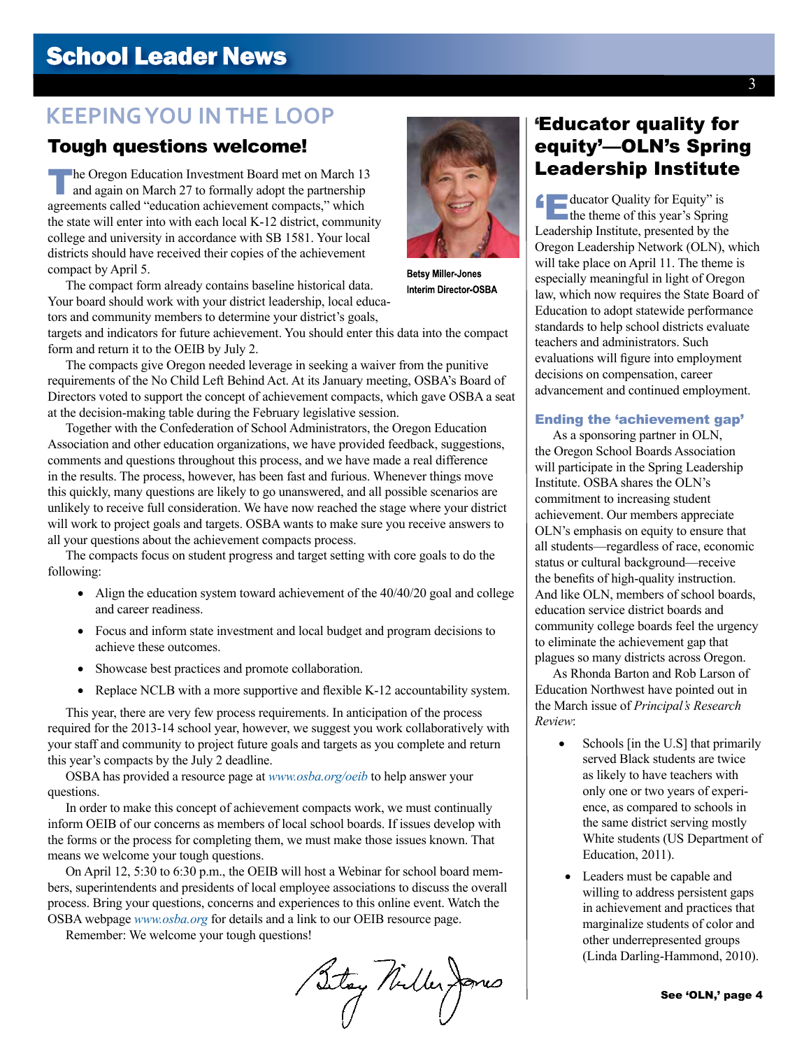# KEEPING YOU IN THE LOOP

## Tough questions welcome!

The Oregon Education Investment Board met on March 13 and again on March 27 to formally adopt the partnership agreements called "education achievement compacts," which the state will enter into with each local K-12 district, community college and university in accordance with SB 1581. Your local districts should have received their copies of the achievement compact by April 5.

Betsy Miller-Jones
Interim Director-OSBA

The compact form already contains baseline historical data. Your board should work with your district leadership, local educators and community members to determine your district's goals, targets and indicators for future achievement. You should enter this data into the compact form and return it to the OEIB by July 2.

The compacts give Oregon needed leverage in seeking a waiver from the punitive requirements of the No Child Left Behind Act. At its January meeting, OSBA's Board of Directors voted to support the concept of achievement compacts, which gave OSBA a seat at the decision-making table during the February legislative session.

Together with the Confederation of School Administrators, the Oregon Education Association and other education organizations, we have provided feedback, suggestions, comments and questions throughout this process, and we have made a real difference in the results. The process, however, has been fast and furious. Whenever things move this quickly, many questions are likely to go unanswered, and all possible scenarios are unlikely to receive full consideration. We have now reached the stage where your district will work to project goals and targets. OSBA wants to make sure you receive answers to all your questions about the achievement compacts process.

The compacts focus on student progress and target setting with core goals to do the following:

- Align the education system toward achievement of the 40/40/20 goal and college and career readiness.
- Focus and inform state investment and local budget and program decisions to achieve these outcomes.
- Showcase best practices and promote collaboration.
- Replace NCLB with a more supportive and flexible K-12 accountability system.

This year, there are very few process requirements. In anticipation of the process required for the 2013-14 school year, however, we suggest you work collaboratively with your staff and community to project future goals and targets as you complete and return this year's compacts by the July 2 deadline.

OSBA has provided a resource page at *www.osba.org/oeib* to help answer your questions.

In order to make this concept of achievement compacts work, we must continually inform OEIB of our concerns as members of local school boards. If issues develop with the forms or the process for completing them, we must make those issues known. That means we welcome your tough questions.

On April 12, 5:30 to 6:30 p.m., the OEIB will host a Webinar for school board members, superintendents and presidents of local employee associations to discuss the overall process. Bring your questions, concerns and experiences to this online event. Watch the OSBA webpage *www.osba.org* for details and a link to our OEIB resource page.

Remember: We welcome your tough questions!

Betsy Miller-Jones

## 'Educator quality for equity'—OLN's Spring Leadership Institute

"Educator Quality for Equity" is the theme of this year's Spring Leadership Institute, presented by the Oregon Leadership Network (OLN), which will take place on April 11. The theme is especially meaningful in light of Oregon law, which now requires the State Board of Education to adopt statewide performance standards to help school districts evaluate teachers and administrators. Such evaluations will figure into employment decisions on compensation, career advancement and continued employment.

### Ending the 'achievement gap'

As a sponsoring partner in OLN, the Oregon School Boards Association will participate in the Spring Leadership Institute. OSBA shares the OLN's commitment to increasing student achievement. Our members appreciate OLN's emphasis on equity to ensure that all students—regardless of race, economic status or cultural background—receive the benefits of high-quality instruction. And like OLN, members of school boards, education service district boards and community college boards feel the urgency to eliminate the achievement gap that plagues so many districts across Oregon.

As Rhonda Barton and Rob Larson of Education Northwest have pointed out in the March issue of *Principal's Research Review*:

- Schools [in the U.S] that primarily served Black students are twice as likely to have teachers with only one or two years of experience, as compared to schools in the same district serving mostly White students (US Department of Education, 2011).
- Leaders must be capable and willing to address persistent gaps in achievement and practices that marginalize students of color and other underrepresented groups (Linda Darling-Hammond, 2010).

**See 'OLN,' page 4**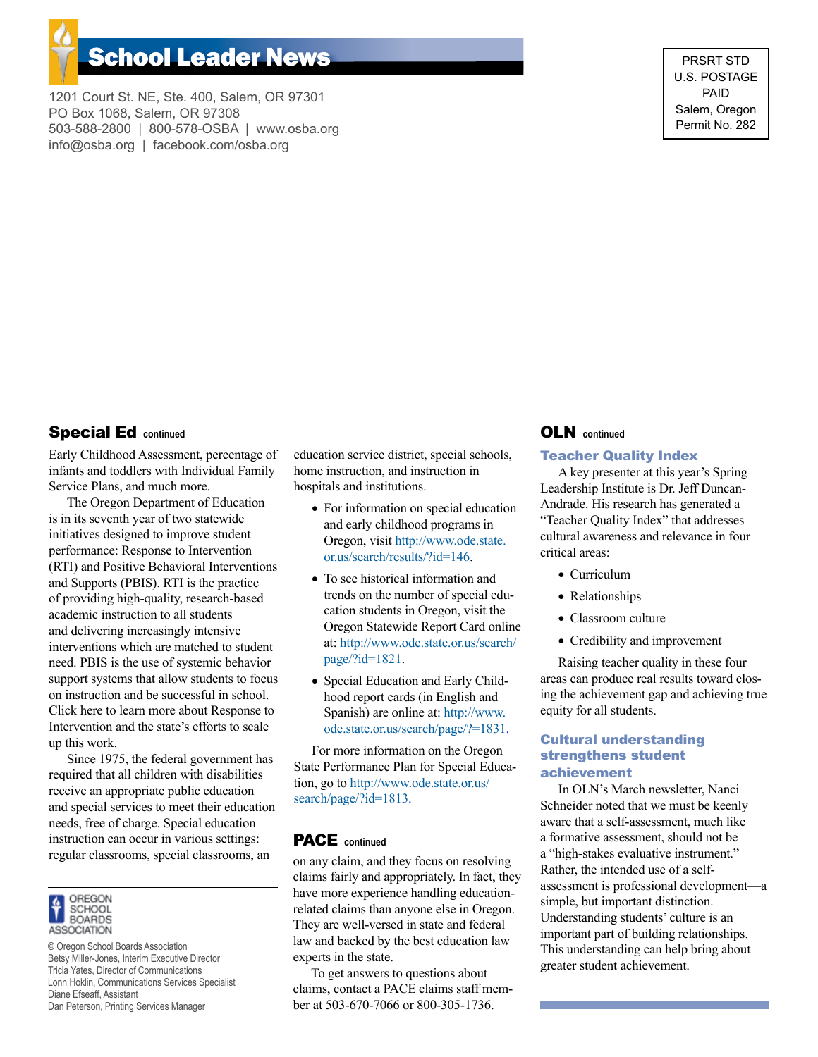# School Leader News

1201 Court St. NE, Ste. 400, Salem, OR 97301
PO Box 1068, Salem, OR 97308
503-588-2800 | 800-578-OSBA | www.osba.org
info@osba.org | facebook.com/osba.org

PRSRT STD
U.S. POSTAGE
PAID
Salem, Oregon
Permit No. 282

## Special Ed continued

Early Childhood Assessment, percentage of infants and toddlers with Individual Family Service Plans, and much more.

The Oregon Department of Education is in its seventh year of two statewide initiatives designed to improve student performance: Response to Intervention (RTI) and Positive Behavioral Interventions and Supports (PBIS). RTI is the practice of providing high-quality, research-based academic instruction to all students and delivering increasingly intensive interventions which are matched to student need. PBIS is the use of systemic behavior support systems that allow students to focus on instruction and be successful in school. Click here to learn more about Response to Intervention and the state's efforts to scale up this work.

Since 1975, the federal government has required that all children with disabilities receive an appropriate public education and special services to meet their education needs, free of charge. Special education instruction can occur in various settings: regular classrooms, special classrooms, an education service district, special schools, home instruction, and instruction in hospitals and institutions.

- For information on special education and early childhood programs in Oregon, visit http://www.ode.state.or.us/search/results/?id=146.
- To see historical information and trends on the number of special education students in Oregon, visit the Oregon Statewide Report Card online at: http://www.ode.state.or.us/search/page/?id=1821.
- Special Education and Early Childhood report cards (in English and Spanish) are online at: http://www.ode.state.or.us/search/page/?=1831.

For more information on the Oregon State Performance Plan for Special Education, go to http://www.ode.state.or.us/search/page/?id=1813.

## PACE continued

on any claim, and they focus on resolving claims fairly and appropriately. In fact, they have more experience handling education-related claims than anyone else in Oregon. They are well-versed in state and federal law and backed by the best education law experts in the state.

To get answers to questions about claims, contact a PACE claims staff member at 503-670-7066 or 800-305-1736.

## OLN continued

### Teacher Quality Index

A key presenter at this year's Spring Leadership Institute is Dr. Jeff Duncan-Andrade. His research has generated a "Teacher Quality Index" that addresses cultural awareness and relevance in four critical areas:

- Curriculum
- Relationships
- Classroom culture
- Credibility and improvement

Raising teacher quality in these four areas can produce real results toward closing the achievement gap and achieving true equity for all students.

### Cultural understanding strengthens student achievement

In OLN's March newsletter, Nanci Schneider noted that we must be keenly aware that a self-assessment, much like a formative assessment, should not be a "high-stakes evaluative instrument." Rather, the intended use of a self-assessment is professional development—a simple, but important distinction. Understanding students' culture is an important part of building relationships. This understanding can help bring about greater student achievement.

---

OREGON SCHOOL BOARDS ASSOCIATION

© Oregon School Boards Association
Betsy Miller-Jones, Interim Executive Director
Tricia Yates, Director of Communications
Lonn Hoklin, Communications Services Specialist
Diane Efseaff, Assistant
Dan Peterson, Printing Services Manager